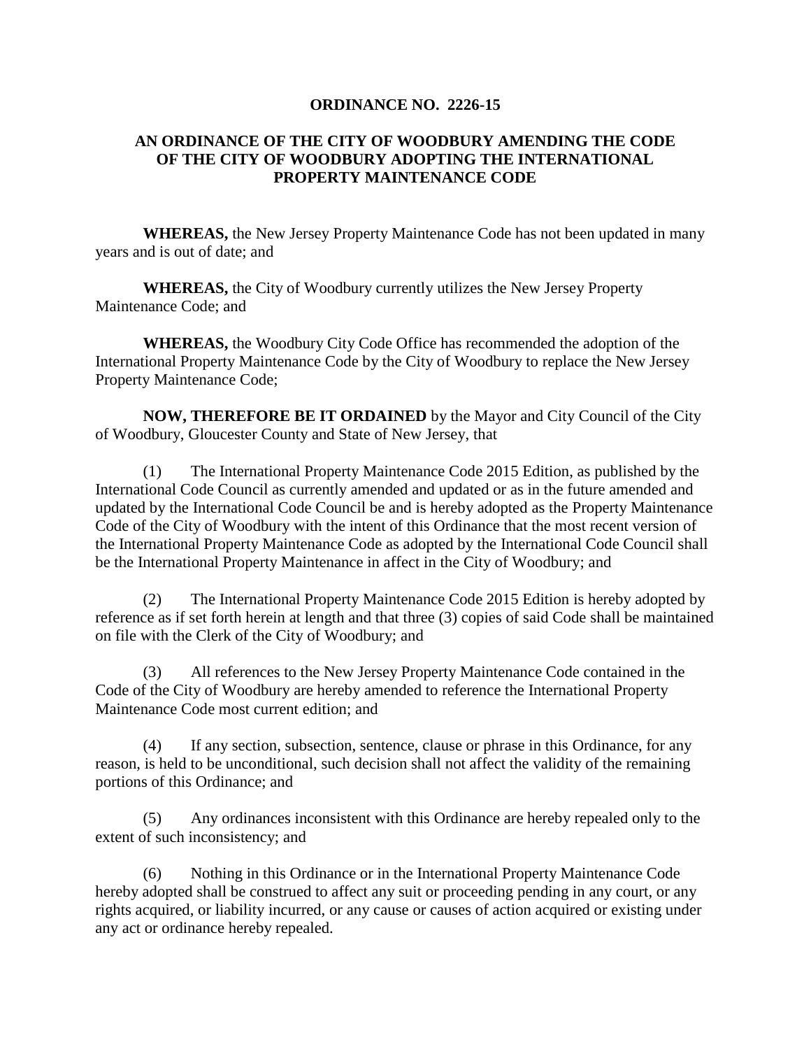**ORDINANCE NO. 2226-15**

**AN ORDINANCE OF THE CITY OF WOODBURY AMENDING THE CODE OF THE CITY OF WOODBURY ADOPTING THE INTERNATIONAL PROPERTY MAINTENANCE CODE**

**WHEREAS,** the New Jersey Property Maintenance Code has not been updated in many years and is out of date; and

**WHEREAS,** the City of Woodbury currently utilizes the New Jersey Property Maintenance Code; and

**WHEREAS,** the Woodbury City Code Office has recommended the adoption of the International Property Maintenance Code by the City of Woodbury to replace the New Jersey Property Maintenance Code;

**NOW, THEREFORE BE IT ORDAINED** by the Mayor and City Council of the City of Woodbury, Gloucester County and State of New Jersey, that

(1) The International Property Maintenance Code 2015 Edition, as published by the International Code Council as currently amended and updated or as in the future amended and updated by the International Code Council be and is hereby adopted as the Property Maintenance Code of the City of Woodbury with the intent of this Ordinance that the most recent version of the International Property Maintenance Code as adopted by the International Code Council shall be the International Property Maintenance in affect in the City of Woodbury; and

(2) The International Property Maintenance Code 2015 Edition is hereby adopted by reference as if set forth herein at length and that three (3) copies of said Code shall be maintained on file with the Clerk of the City of Woodbury; and

(3) All references to the New Jersey Property Maintenance Code contained in the Code of the City of Woodbury are hereby amended to reference the International Property Maintenance Code most current edition; and

(4) If any section, subsection, sentence, clause or phrase in this Ordinance, for any reason, is held to be unconditional, such decision shall not affect the validity of the remaining portions of this Ordinance; and

(5) Any ordinances inconsistent with this Ordinance are hereby repealed only to the extent of such inconsistency; and

(6) Nothing in this Ordinance or in the International Property Maintenance Code hereby adopted shall be construed to affect any suit or proceeding pending in any court, or any rights acquired, or liability incurred, or any cause or causes of action acquired or existing under any act or ordinance hereby repealed.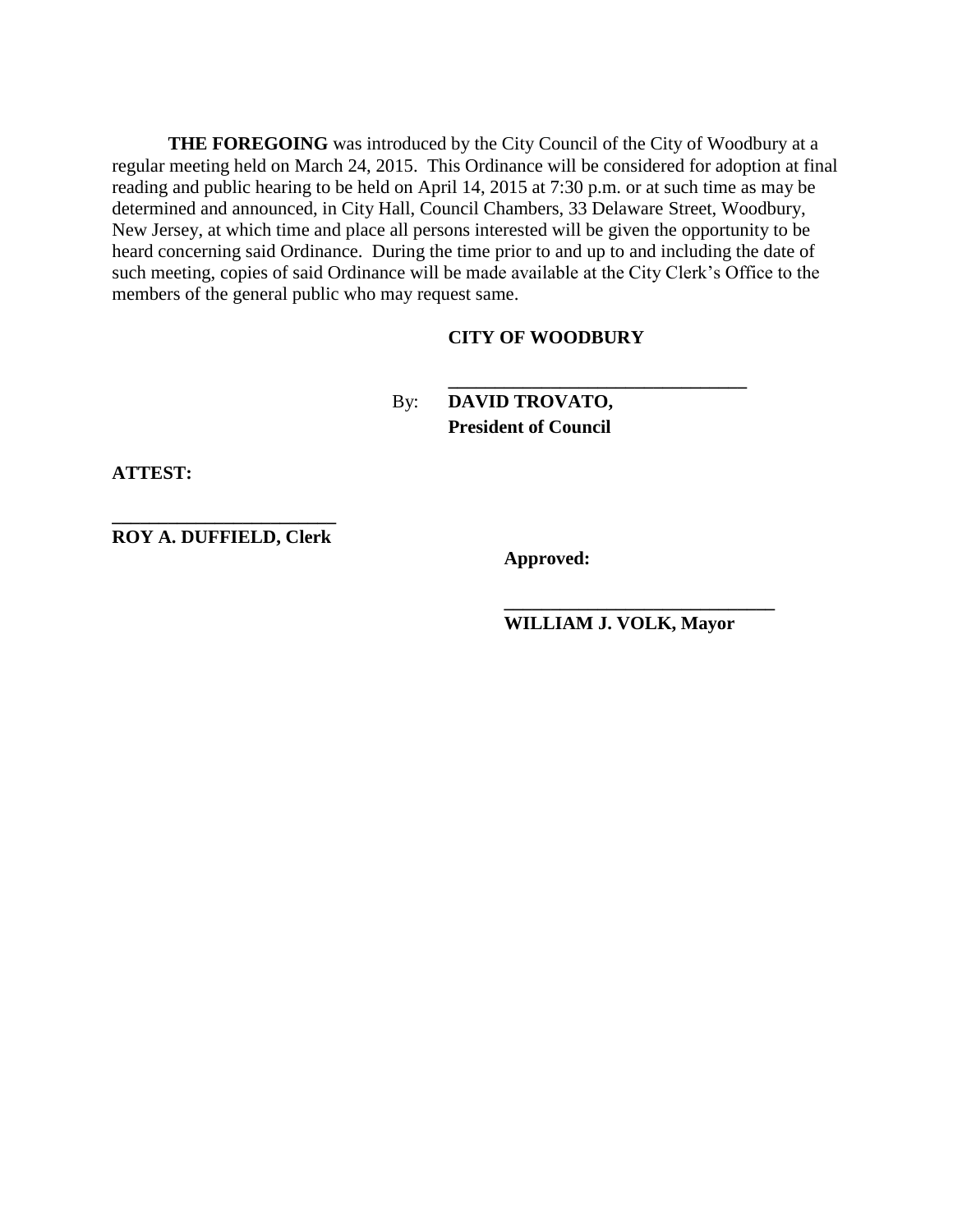**THE FOREGOING** was introduced by the City Council of the City of Woodbury at a regular meeting held on March 24, 2015. This Ordinance will be considered for adoption at final reading and public hearing to be held on April 14, 2015 at 7:30 p.m. or at such time as may be determined and announced, in City Hall, Council Chambers, 33 Delaware Street, Woodbury, New Jersey, at which time and place all persons interested will be given the opportunity to be heard concerning said Ordinance. During the time prior to and up to and including the date of such meeting, copies of said Ordinance will be made available at the City Clerk's Office to the members of the general public who may request same.

**CITY OF WOODBURY**

________________________________

By: **DAVID TROVATO,**
**President of Council**

**ATTEST:**

________________________
**ROY A. DUFFIELD, Clerk**

**Approved:**

_____________________________
**WILLIAM J. VOLK, Mayor**